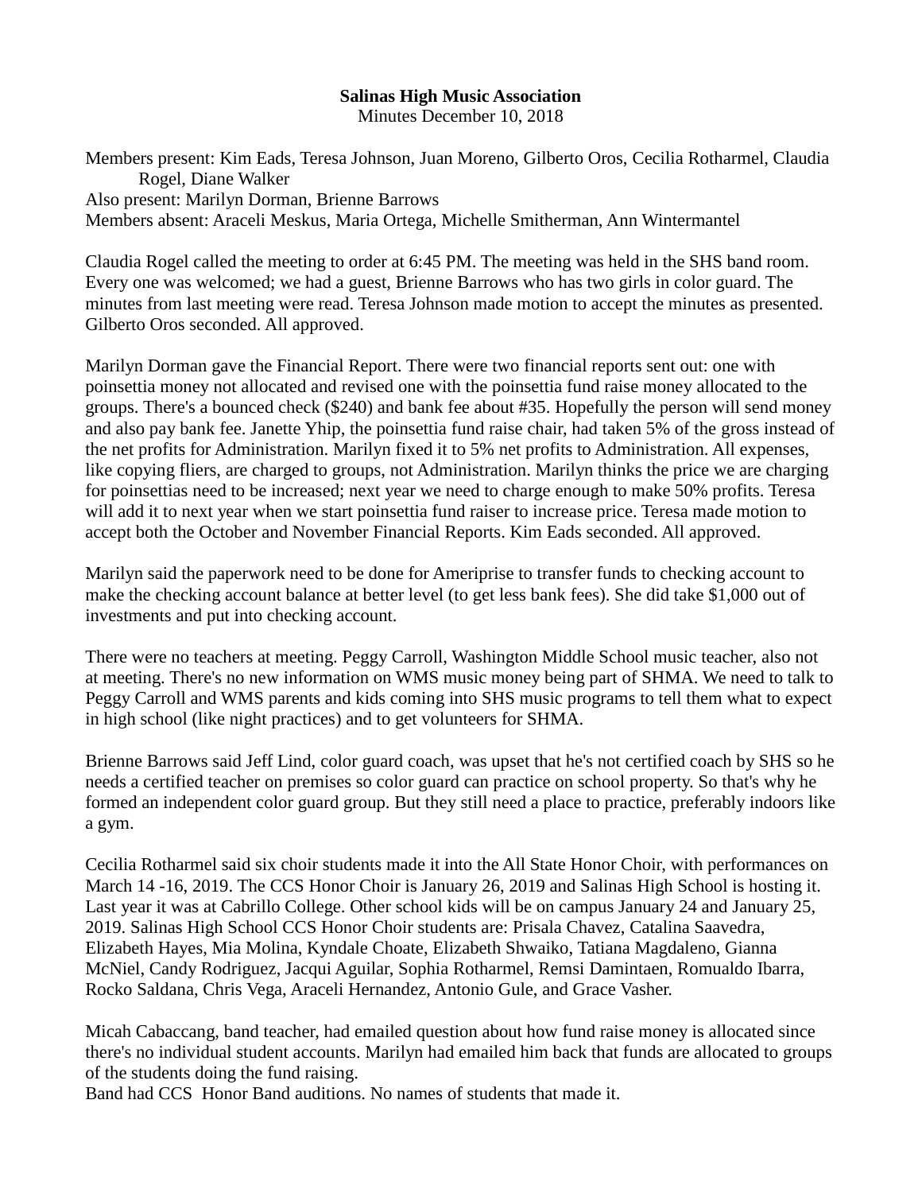**Salinas High Music Association**
Minutes December 10, 2018

Members present: Kim Eads, Teresa Johnson, Juan Moreno, Gilberto Oros, Cecilia Rotharmel, Claudia Rogel, Diane Walker
Also present: Marilyn Dorman, Brienne Barrows
Members absent: Araceli Meskus, Maria Ortega, Michelle Smitherman, Ann Wintermantel

Claudia Rogel called the meeting to order at 6:45 PM. The meeting was held in the SHS band room. Every one was welcomed; we had a guest, Brienne Barrows who has two girls in color guard. The minutes from last meeting were read. Teresa Johnson made motion to accept the minutes as presented. Gilberto Oros seconded. All approved.

Marilyn Dorman gave the Financial Report. There were two financial reports sent out: one with poinsettia money not allocated and revised one with the poinsettia fund raise money allocated to the groups. There's a bounced check ($240) and bank fee about #35. Hopefully the person will send money and also pay bank fee. Janette Yhip, the poinsettia fund raise chair, had taken 5% of the gross instead of the net profits for Administration. Marilyn fixed it to 5% net profits to Administration. All expenses, like copying fliers, are charged to groups, not Administration. Marilyn thinks the price we are charging for poinsettias need to be increased; next year we need to charge enough to make 50% profits. Teresa will add it to next year when we start poinsettia fund raiser to increase price. Teresa made motion to accept both the October and November Financial Reports. Kim Eads seconded. All approved.

Marilyn said the paperwork need to be done for Ameriprise to transfer funds to checking account to make the checking account balance at better level (to get less bank fees). She did take $1,000 out of investments and put into checking account.

There were no teachers at meeting. Peggy Carroll, Washington Middle School music teacher, also not at meeting. There's no new information on WMS music money being part of SHMA. We need to talk to Peggy Carroll and WMS parents and kids coming into SHS music programs to tell them what to expect in high school (like night practices) and to get volunteers for SHMA.

Brienne Barrows said Jeff Lind, color guard coach, was upset that he's not certified coach by SHS so he needs a certified teacher on premises so color guard can practice on school property. So that's why he formed an independent color guard group. But they still need a place to practice, preferably indoors like a gym.

Cecilia Rotharmel said six choir students made it into the All State Honor Choir, with performances on March 14 -16, 2019. The CCS Honor Choir is January 26, 2019 and Salinas High School is hosting it. Last year it was at Cabrillo College. Other school kids will be on campus January 24 and January 25, 2019. Salinas High School CCS Honor Choir students are: Prisala Chavez, Catalina Saavedra, Elizabeth Hayes, Mia Molina, Kyndale Choate, Elizabeth Shwaiko, Tatiana Magdaleno, Gianna McNiel, Candy Rodriguez, Jacqui Aguilar, Sophia Rotharmel, Remsi Damintaen, Romualdo Ibarra, Rocko Saldana, Chris Vega, Araceli Hernandez, Antonio Gule, and Grace Vasher.

Micah Cabaccang, band teacher, had emailed question about how fund raise money is allocated since there's no individual student accounts. Marilyn had emailed him back that funds are allocated to groups of the students doing the fund raising.
Band had CCS Honor Band auditions. No names of students that made it.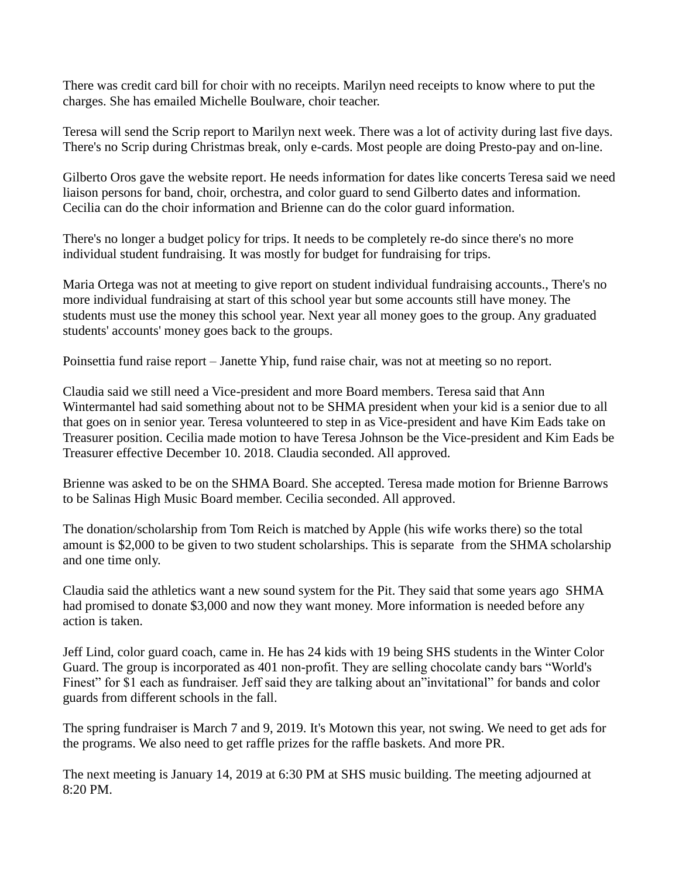There was credit card bill for choir with no receipts. Marilyn need receipts to know where to put the charges. She has emailed Michelle Boulware, choir teacher.

Teresa will send the Scrip report to Marilyn next week. There was a lot of activity during last five days. There's no Scrip during Christmas break, only e-cards. Most people are doing Presto-pay and on-line.

Gilberto Oros gave the website report. He needs information for dates like concerts Teresa said we need liaison persons for band, choir, orchestra, and color guard to send Gilberto dates and information. Cecilia can do the choir information and Brienne can do the color guard information.

There's no longer a budget policy for trips. It needs to be completely re-do since there's no more individual student fundraising. It was mostly for budget for fundraising for trips.

Maria Ortega was not at meeting to give report on student individual fundraising accounts., There's no more individual fundraising at start of this school year but some accounts still have money. The students must use the money this school year. Next year all money goes to the group. Any graduated students' accounts' money goes back to the groups.

Poinsettia fund raise report – Janette Yhip, fund raise chair, was not at meeting so no report.

Claudia said we still need a Vice-president and more Board members. Teresa said that Ann Wintermantel had said something about not to be SHMA president when your kid is a senior due to all that goes on in senior year. Teresa volunteered to step in as Vice-president and have Kim Eads take on Treasurer position. Cecilia made motion to have Teresa Johnson be the Vice-president and Kim Eads be Treasurer effective December 10. 2018. Claudia seconded. All approved.

Brienne was asked to be on the SHMA Board. She accepted. Teresa made motion for Brienne Barrows to be Salinas High Music Board member. Cecilia seconded. All approved.

The donation/scholarship from Tom Reich is matched by Apple (his wife works there) so the total amount is $2,000 to be given to two student scholarships. This is separate from the SHMA scholarship and one time only.

Claudia said the athletics want a new sound system for the Pit. They said that some years ago SHMA had promised to donate $3,000 and now they want money. More information is needed before any action is taken.

Jeff Lind, color guard coach, came in. He has 24 kids with 19 being SHS students in the Winter Color Guard. The group is incorporated as 401 non-profit. They are selling chocolate candy bars "World's Finest" for $1 each as fundraiser. Jeff said they are talking about an"invitational" for bands and color guards from different schools in the fall.

The spring fundraiser is March 7 and 9, 2019. It's Motown this year, not swing. We need to get ads for the programs. We also need to get raffle prizes for the raffle baskets. And more PR.

The next meeting is January 14, 2019 at 6:30 PM at SHS music building. The meeting adjourned at 8:20 PM.